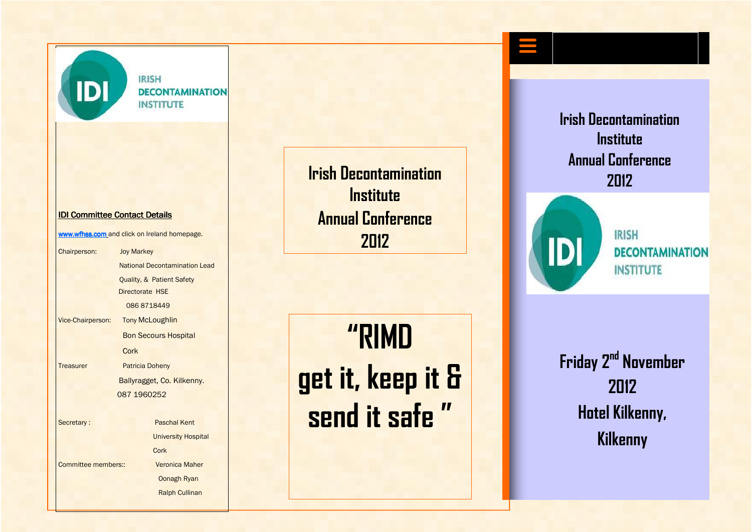IRISH DECONTAMINATION INSTITUTE

**IDI Committee Contact Details**

www.wfhss.com and click on Ireland homepage.

| | |
|---|---|
| Chairperson: | Joy Markey<br>National Decontamination Lead<br>Quality, & Patient Safety<br>Directorate HSE<br>086 8718449 |
| Vice-Chairperson: | Tony McLoughlin<br>Bon Secours Hospital<br>Cork |
| Treasurer | Patricia Doheny<br>Ballyragget, Co. Kilkenny.<br>087 1960252 |
| Secretary : | Paschal Kent<br>University Hospital<br>Cork |
| Committee members:: | Veronica Maher<br>Oonagh Ryan<br>Ralph Cullinan |

# Irish Decontamination Institute Annual Conference 2012

# "RIMD get it, keep it & send it safe "

# Irish Decontamination Institute Annual Conference 2012

IRISH DECONTAMINATION INSTITUTE

## Friday 2nd November 2012

## Hotel Kilkenny, Kilkenny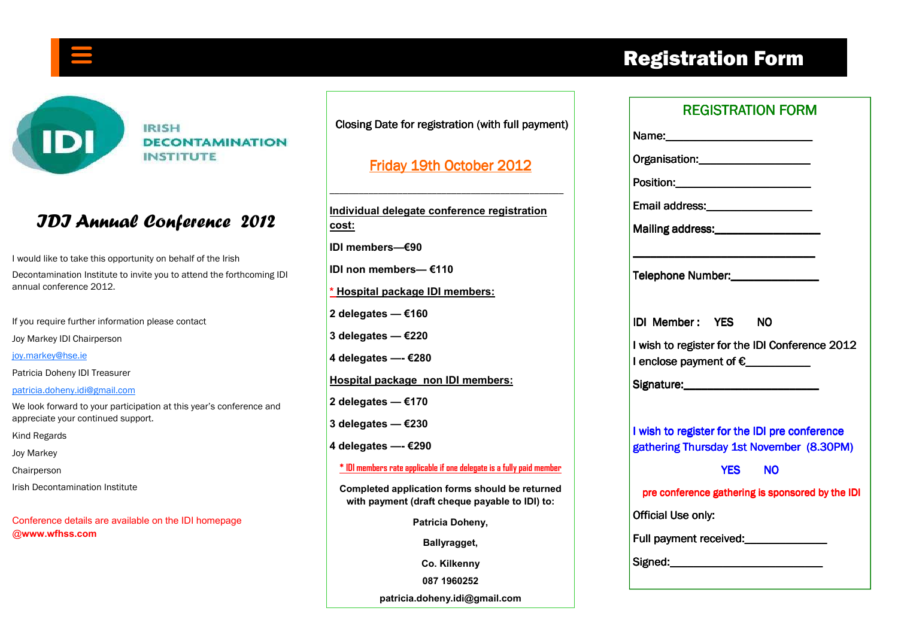# Registration Form

IRISH DECONTAMINATION INSTITUTE

## IDI Annual Conference 2012

I would like to take this opportunity on behalf of the Irish Decontamination Institute to invite you to attend the forthcoming IDI annual conference 2012.

If you require further information please contact

Joy Markey IDI Chairperson

joy.markey@hse.ie

Patricia Doheny IDI Treasurer

patricia.doheny.idi@gmail.com

We look forward to your participation at this year's conference and appreciate your continued support.

Kind Regards

Joy Markey

Chairperson

Irish Decontamination Institute

Conference details are available on the IDI homepage **@www.wfhss.com**

---

Closing Date for registration (with full payment)

Friday 19th October 2012

---

**Individual delegate conference registration cost:**

**IDI members—€90**

**IDI non members— €110**

**\* Hospital package IDI members:**

**2 delegates — €160**

**3 delegates — €220**

**4 delegates —- €280**

**Hospital package non IDI members:**

**2 delegates — €170**

**3 delegates — €230**

**4 delegates —- €290**

\* IDI members rate applicable if one delegate is a fully paid member

**Completed application forms should be returned with payment (draft cheque payable to IDI) to:**

**Patricia Doheny,**

**Ballyragget,**

**Co. Kilkenny**

**087 1960252**

**patricia.doheny.idi@gmail.com**

---

## REGISTRATION FORM

Name:________________________

Organisation:__________________

Position:______________________

Email address:_________________

Mailing address:________________

______________________________

Telephone Number:______________

IDI Member : YES NO

I wish to register for the IDI Conference 2012

I enclose payment of €__________

Signature:______________________

I wish to register for the IDI pre conference gathering Thursday 1st November (8.30PM)

YES NO

pre conference gathering is sponsored by the IDI

Official Use only:

Full payment received:_____________

Signed:_________________________